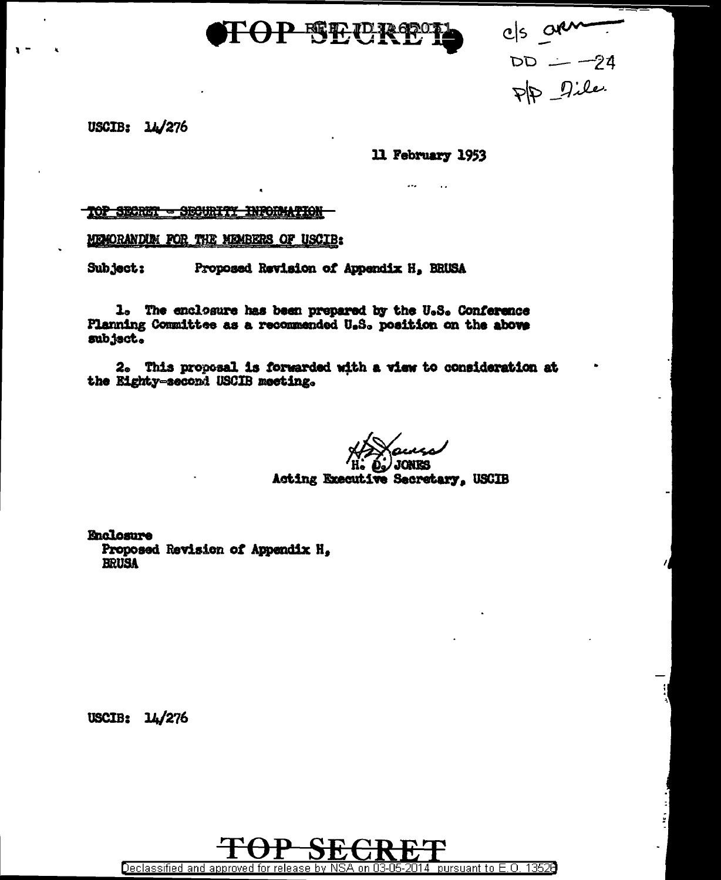TOP SECRET

c/s arm
DD — 24
P/P File

USCIB: 14/276

11 February 1953

~~TOP SECRET - SECURITY INFORMATION~~

MEMORANDUM FOR THE MEMBERS OF USCIB:

Subject: Proposed Revision of Appendix H, BRUSA

1. The enclosure has been prepared by the U.S. Conference Planning Committee as a recommended U.S. position on the above subject.

2. This proposal is forwarded with a view to consideration at the Eighty-second USCIB meeting.

H. D. JONES
Acting Executive Secretary, USCIB

Enclosure
Proposed Revision of Appendix H, BRUSA

USCIB: 14/276

TOP SECRET

Declassified and approved for release by NSA on 03-05-2014 pursuant to E.O. 13526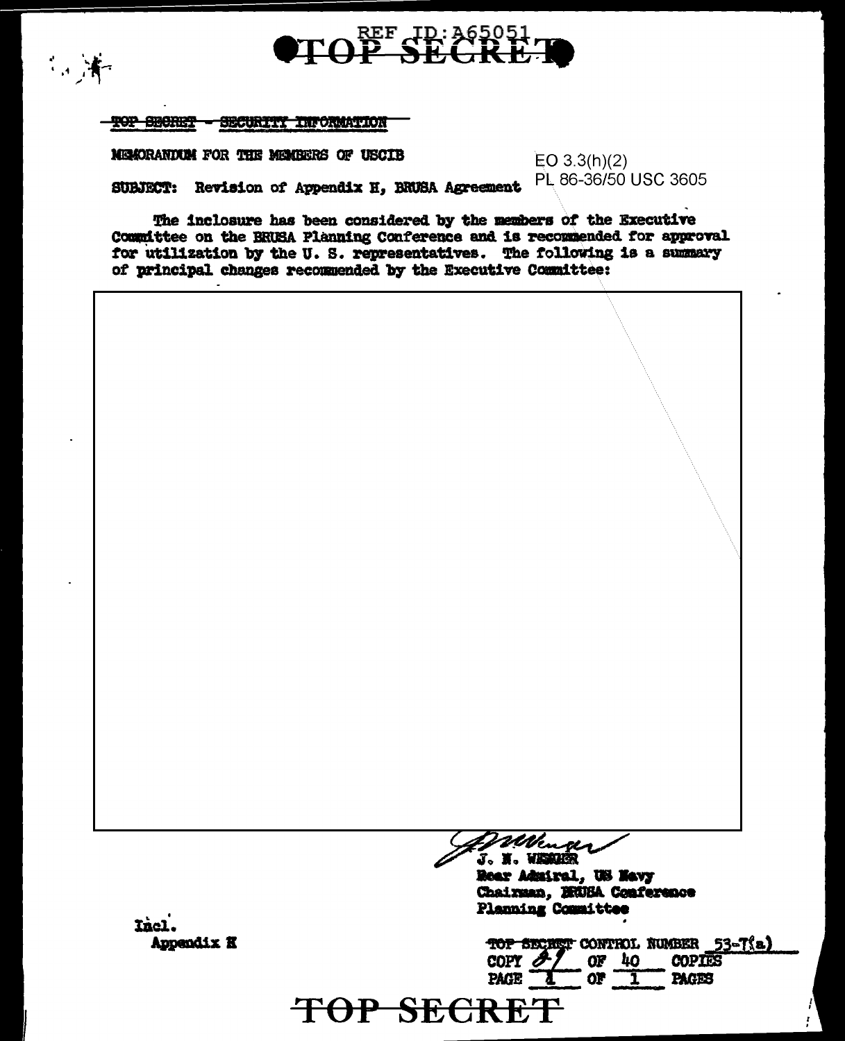TOP SECRET - SECURITY INFORMATION

MEMORANDUM FOR THE MEMBERS OF USCIB

EO 3.3(h)(2)
PL 86-36/50 USC 3605

SUBJECT: Revision of Appendix H, BRUSA Agreement

The inclosure has been considered by the members of the Executive Committee on the BRUSA Planning Conference and is recommended for approval for utilization by the U. S. representatives. The following is a summary of principal changes recommended by the Executive Committee:

J. N. WENGER
Rear Admiral, US Navy
Chairman, BRUSA Conference
Planning Committee

Incl.
Appendix H

TOP SECRET CONTROL NUMBER 53-7(a)
COPY 8/ OF 40 COPIES
PAGE 1 OF 1 PAGES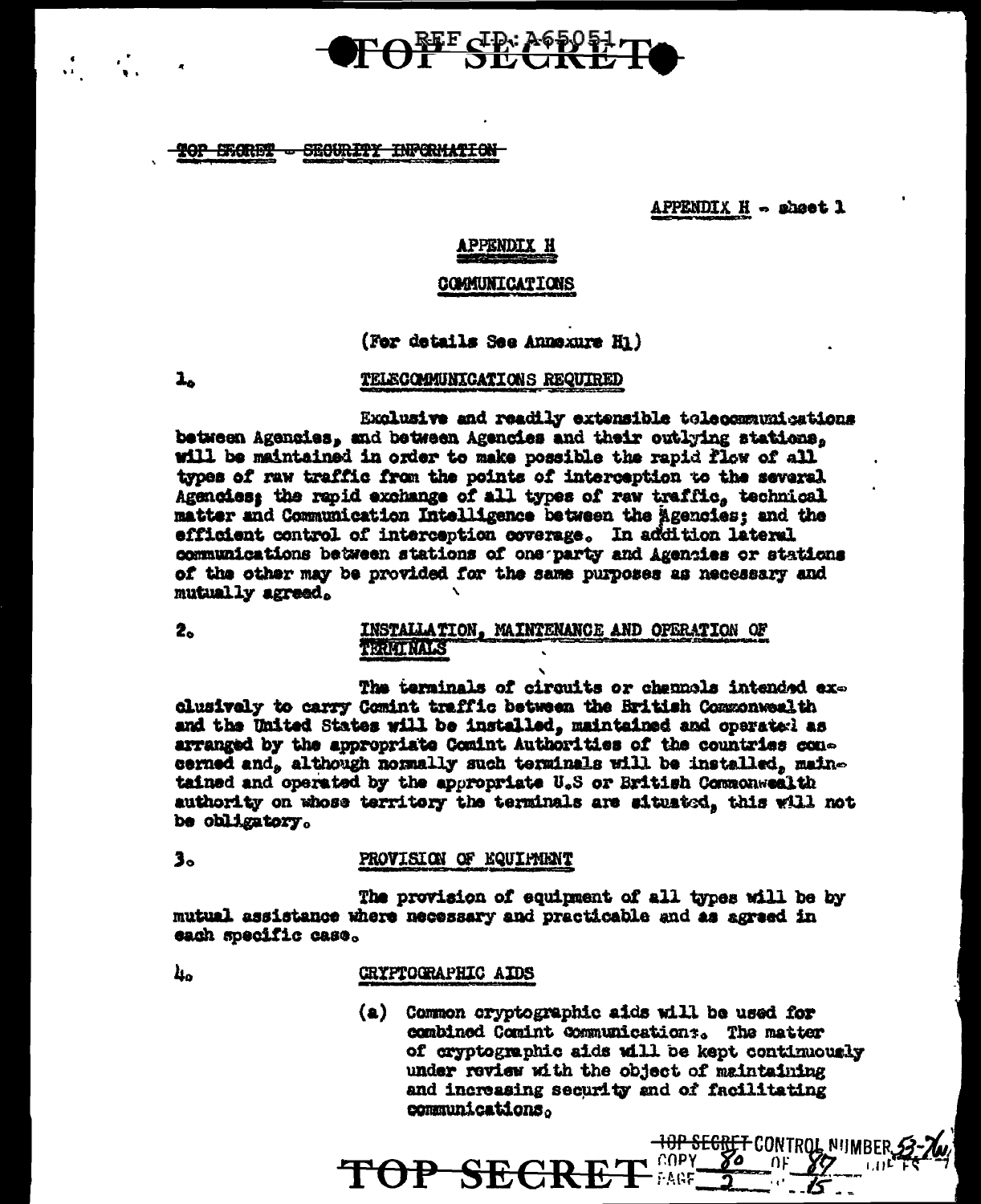TOP SECRET - SECURITY INFORMATION

APPENDIX H - sheet 1

# APPENDIX H

## COMMUNICATIONS

(For details See Annexure H1)

1. TELECOMMUNICATIONS REQUIRED

Exclusive and readily extensible telecommunications between Agencies, and between Agencies and their outlying stations, will be maintained in order to make possible the rapid flow of all types of raw traffic from the points of interception to the several Agencies; the rapid exchange of all types of raw traffic, technical matter and Communication Intelligence between the Agencies; and the efficient control of interception coverage. In addition lateral communications between stations of one party and Agencies or stations of the other may be provided for the same purposes as necessary and mutually agreed.

2. INSTALLATION, MAINTENANCE AND OPERATION OF TERMINALS

The terminals of circuits or channels intended exclusively to carry Comint traffic between the British Commonwealth and the United States will be installed, maintained and operated as arranged by the appropriate Comint Authorities of the countries concerned and, although normally such terminals will be installed, maintained and operated by the appropriate U.S or British Commonwealth authority on whose territory the terminals are situated, this will not be obligatory.

3. PROVISION OF EQUIPMENT

The provision of equipment of all types will be by mutual assistance where necessary and practicable and as agreed in each specific case.

4. CRYPTOGRAPHIC AIDS

(a) Common cryptographic aids will be used for combined Comint communications. The matter of cryptographic aids will be kept continuously under review with the object of maintaining and increasing security and of facilitating communications.

TOP SECRET CONTROL NUMBER 53-76
COPY 80 OF 87
PAGE 2 OF 15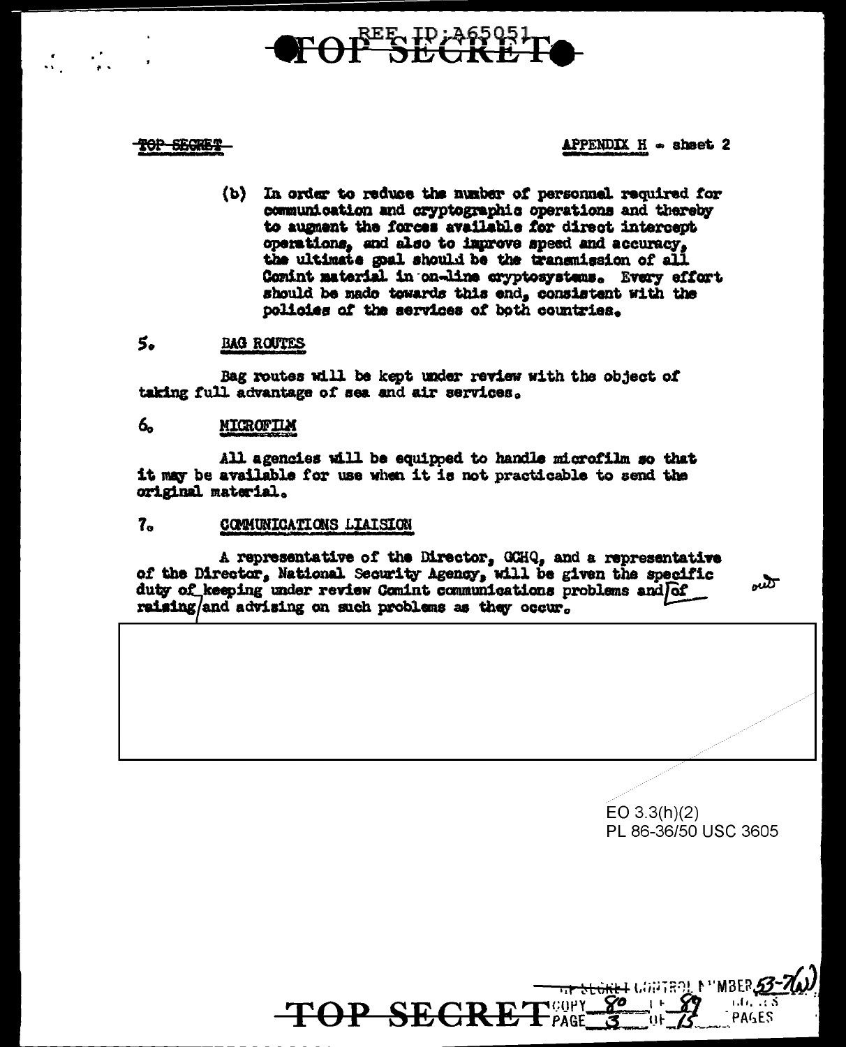APPENDIX H - sheet 2

(b) In order to reduce the number of personnel required for communication and cryptographic operations and thereby to augment the forces available for direct intercept operations, and also to improve speed and accuracy, the ultimate goal should be the transmission of all Comint material in on-line cryptosystems. Every effort should be made towards this end, consistent with the policies of the services of both countries.

5. **BAG ROUTES**

Bag routes will be kept under review with the object of taking full advantage of sea and air services.

6. **MICROFILM**

All agencies will be equipped to handle microfilm so that it may be available for use when it is not practicable to send the original material.

7. **COMMUNICATIONS LIAISON**

A representative of the Director, GCHQ, and a representative of the Director, National Security Agency, will be given the specific duty of keeping under review Comint communications problems and of raising and advising on such problems as they occur.

EO 3.3(h)(2)
PL 86-36/50 USC 3605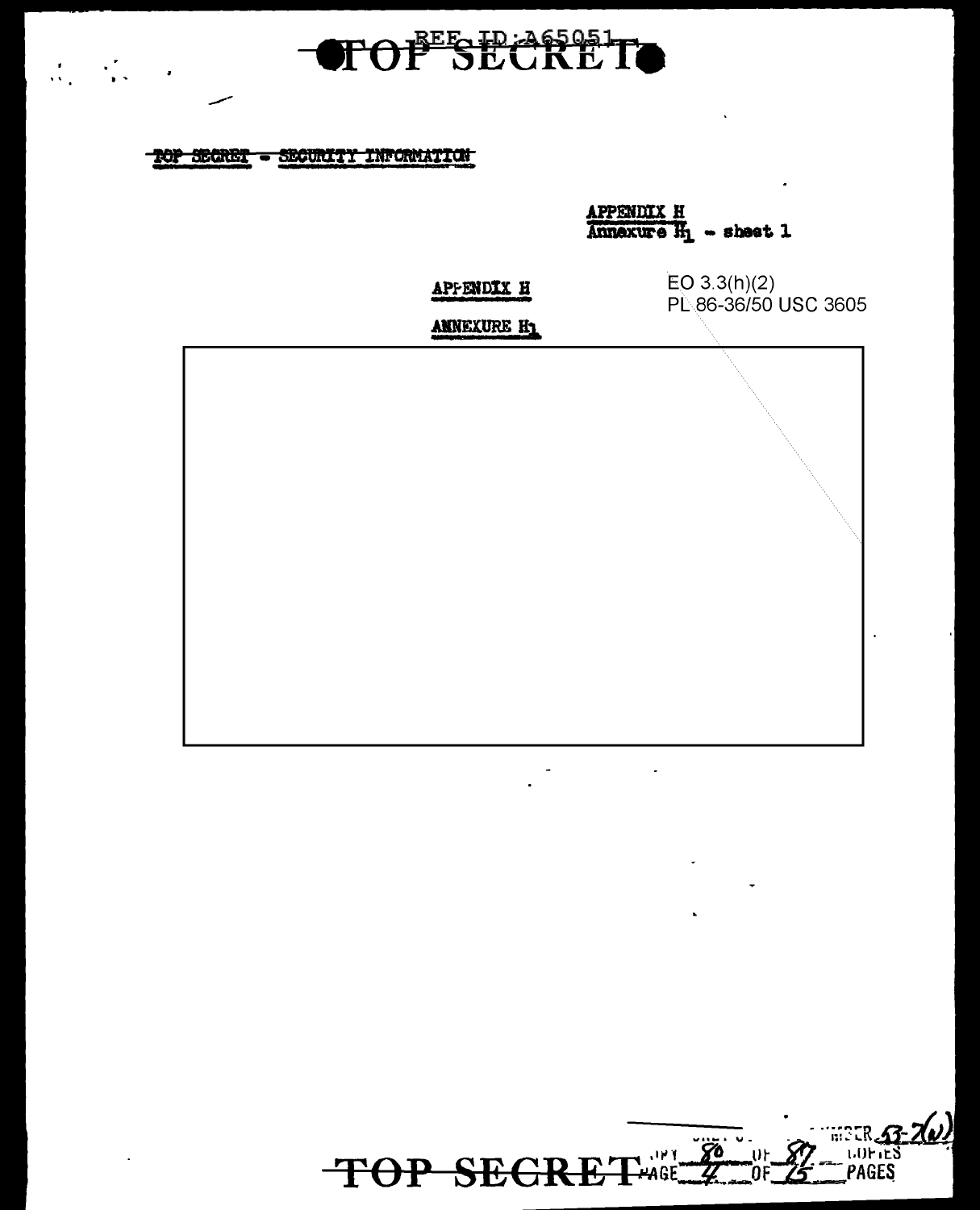~~TOP SECRET - SECURITY INFORMATION~~

APPENDIX H
Annexure $H_1$ - sheet 1

## APPENDIX H

## ANNEXURE $H_1$

EO 3.3(h)(2)
PL 86-36/50 USC 3605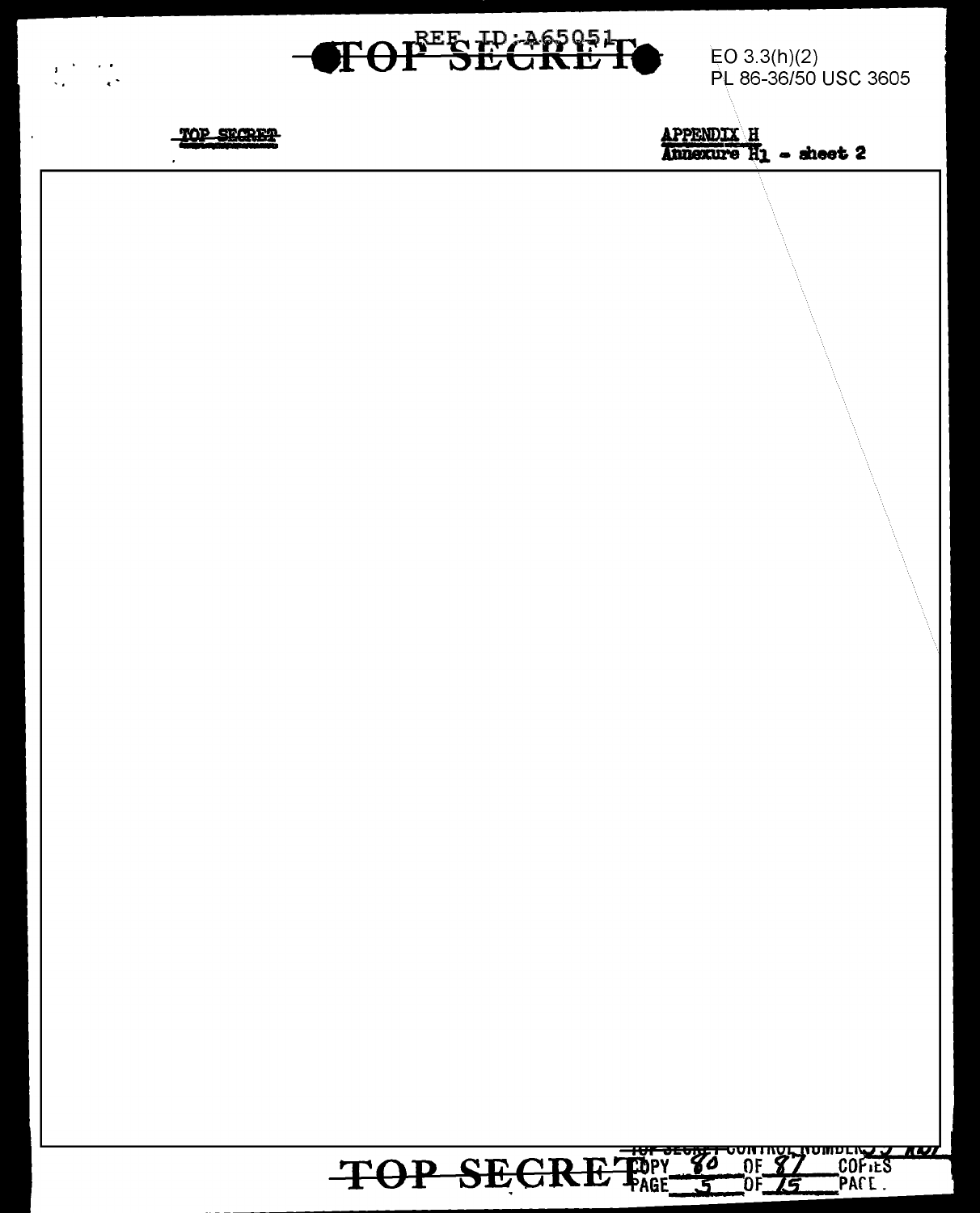EO 3.3(h)(2)
PL 86-36/50 USC 3605

APPENDIX H
Annexure H1 - sheet 2

TOP SECRET CONTROL NUMBER 53 ~~401~~
COPY 80 OF 87 COPIES
PAGE 5 OF 15 PAGE.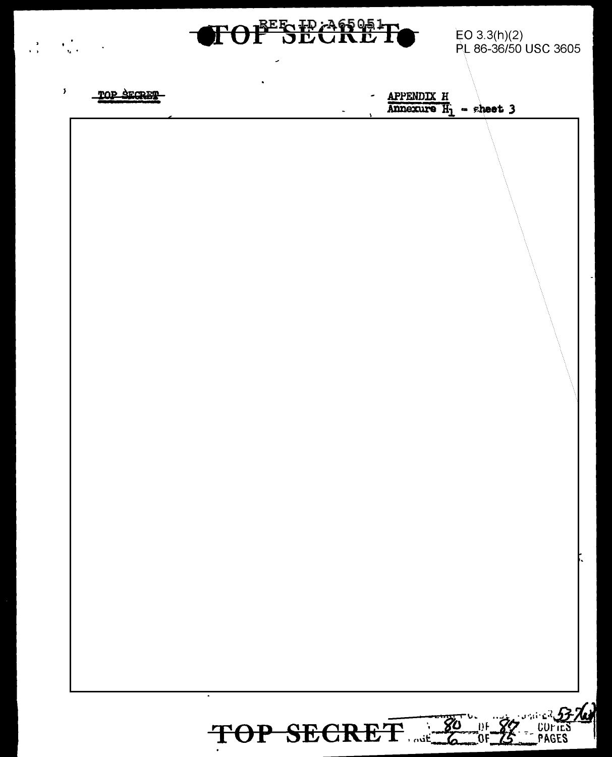EO 3.3(h)(2)
PL 86-36/50 USC 3605

APPENDIX H
Annexure $H_1$ - sheet 3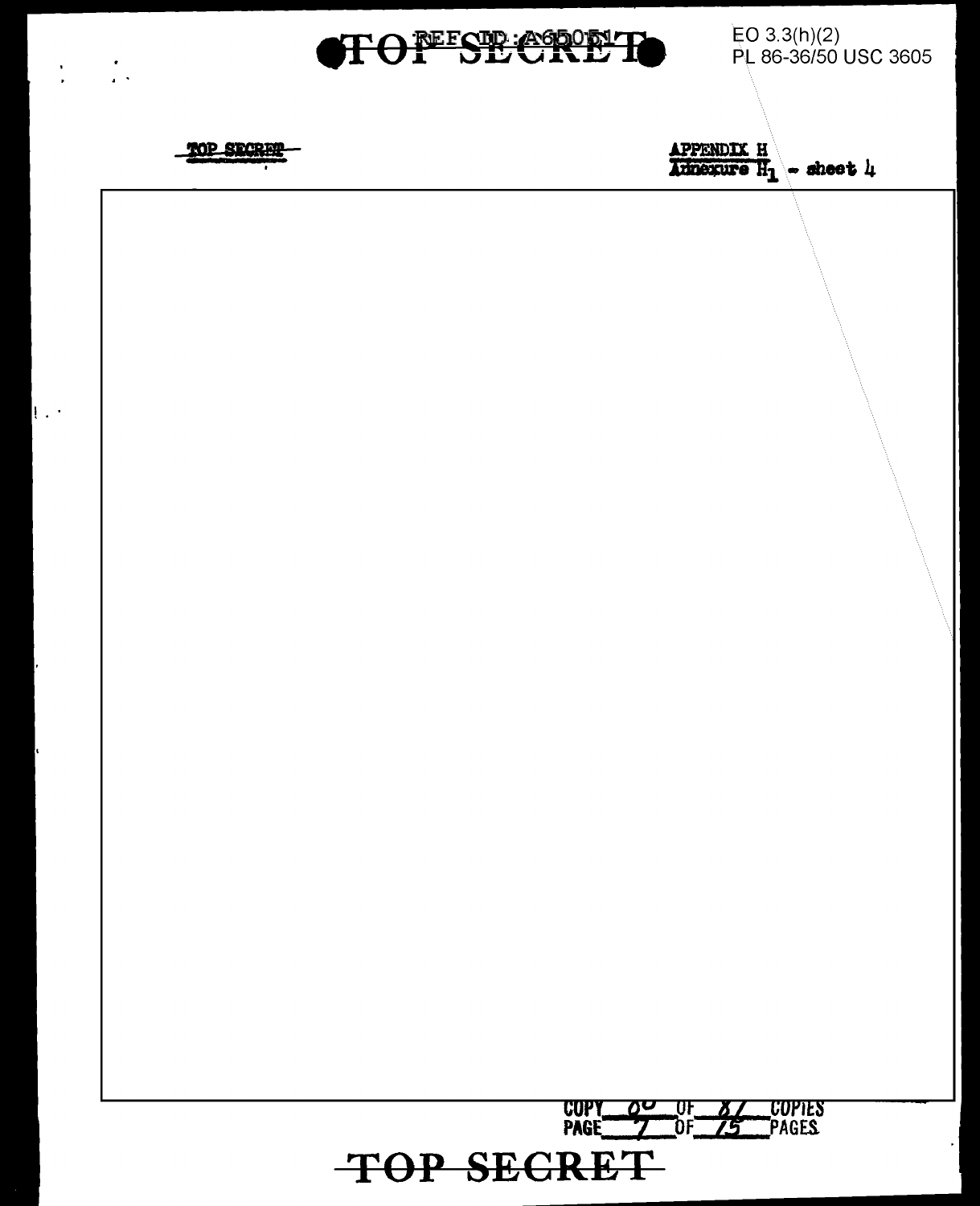EO 3.3(h)(2)
PL 86-36/50 USC 3605

TOP SECRET

APPENDIX H
Annexure $H_1$ - sheet 4

COPY 60 OF 87 COPIES
PAGE 7 OF 15 PAGES

TOP SECRET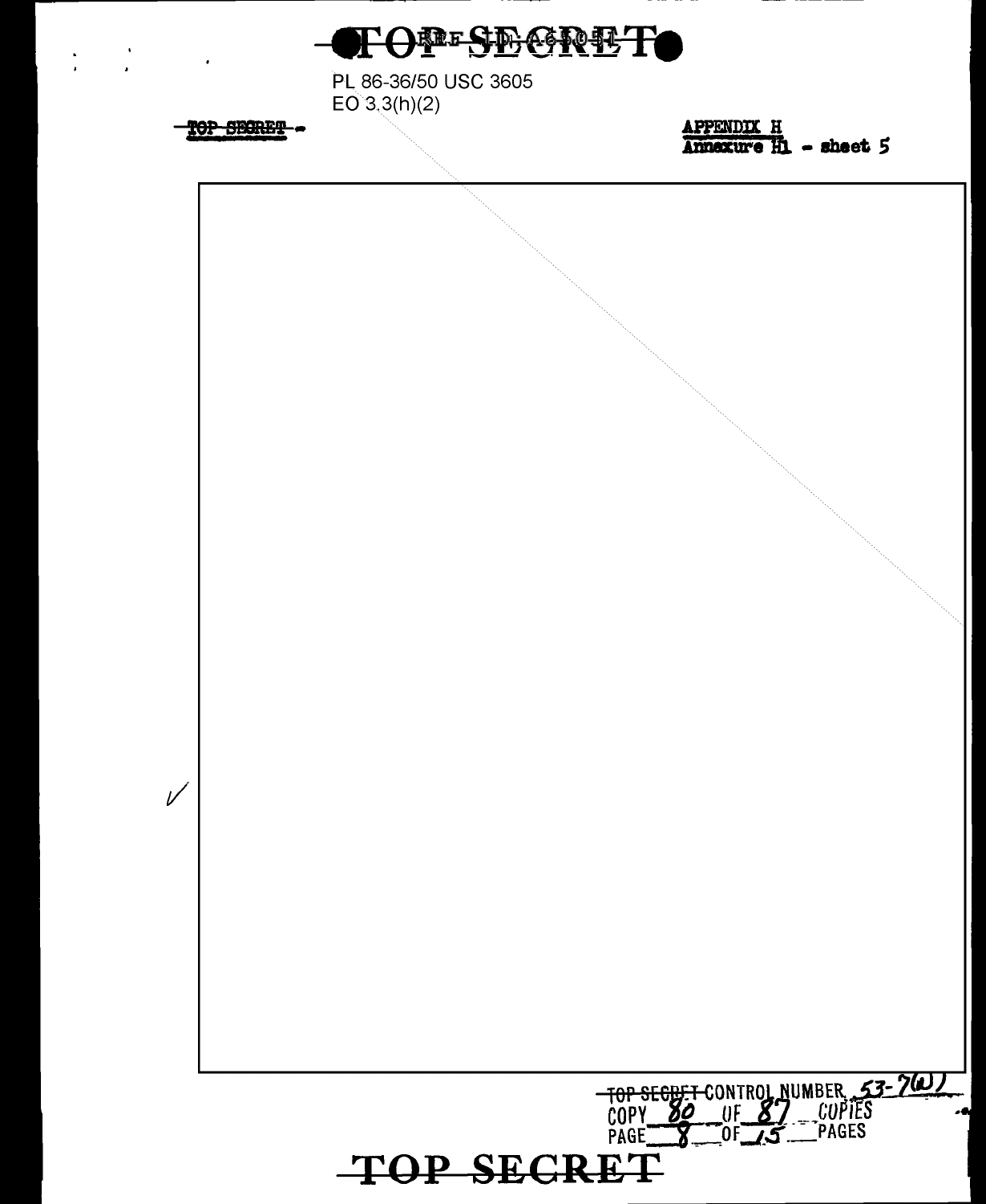PL 86-36/50 USC 3605
EO 3.3(h)(2)

TOP SECRET

APPENDIX H
Annexure H1 - sheet 5

TOP SECRET CONTROL NUMBER 53-7(W)
COPY 80 OF 87 COPIES
PAGE 8 OF 15 PAGES

TOP SECRET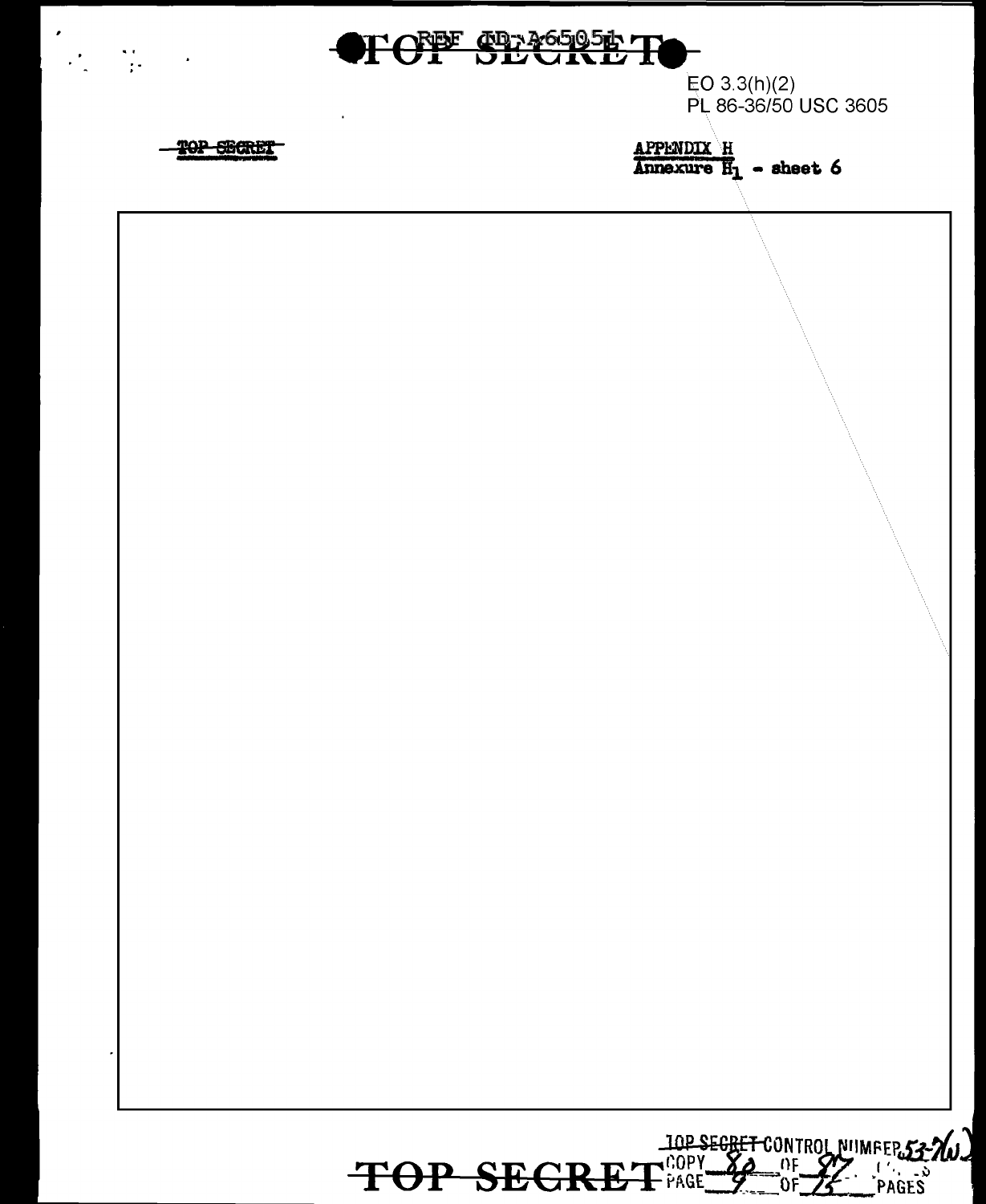EO 3.3(h)(2)
PL 86-36/50 USC 3605

TOP SECRET

APPENDIX H
Annexure $H_1$ - sheet 6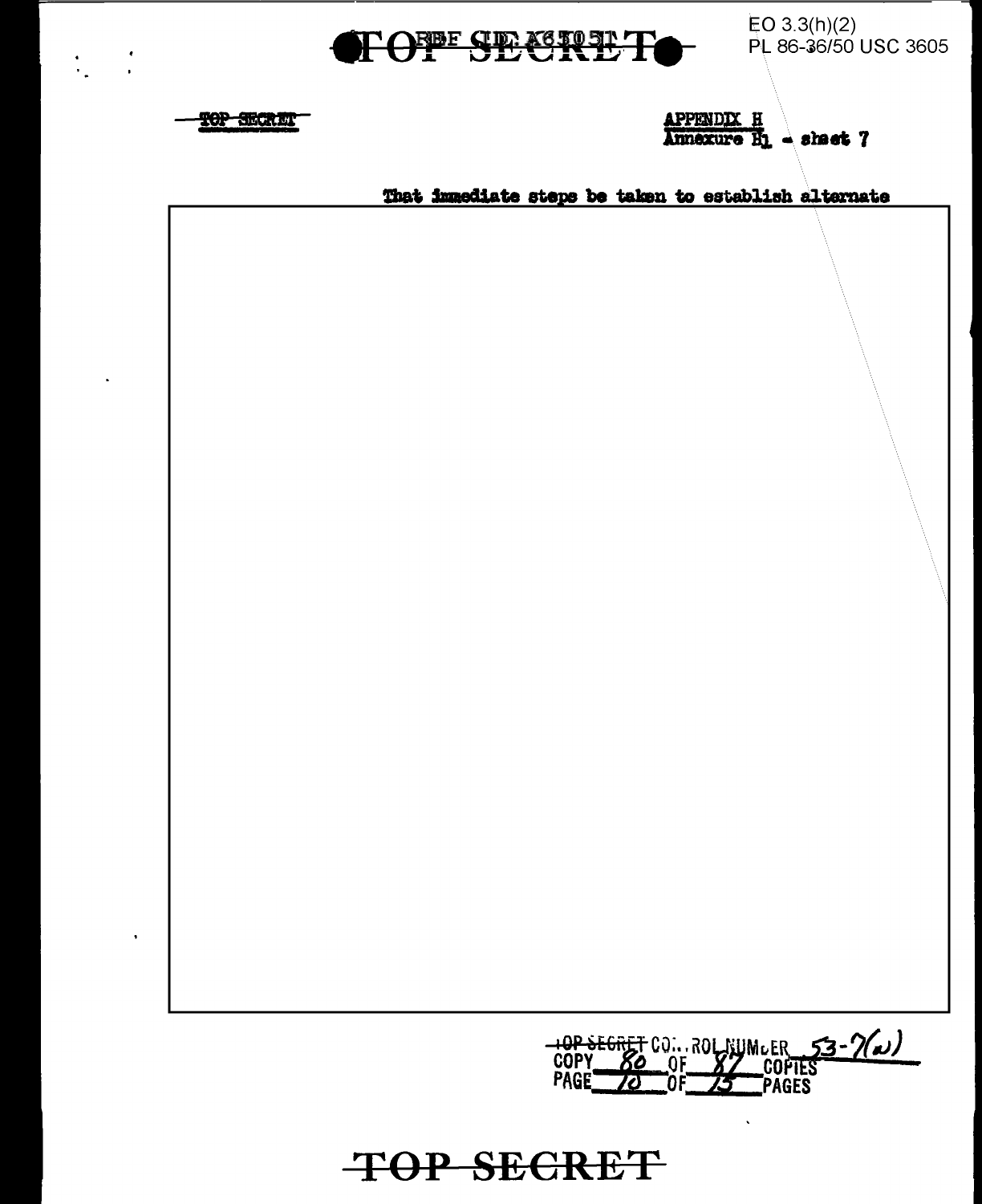EO 3.3(h)(2)
PL 86-36/50 USC 3605

APPENDIX H
Annexure B1 - sheet 7

That immediate steps be taken to establish alternate

TOP SECRET CONTROL NUMBER 53-7(a)
COPY 80 OF 87 COPIES
PAGE 10 OF 13 PAGES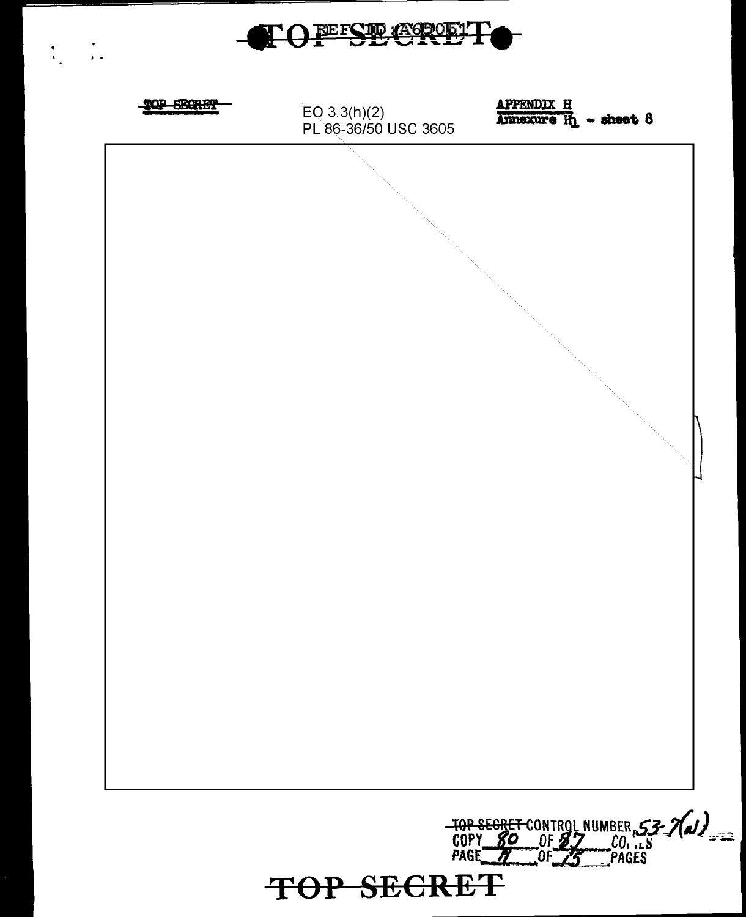TOP SECRET

EO 3.3(h)(2)
PL 86-36/50 USC 3605

APPENDIX H
Annexure $H_1$ - sheet 8

TOP SECRET CONTROL NUMBER 53-7(a)
COPY 80 OF 87 COPIES
PAGE 11 OF 15 PAGES

TOP SECRET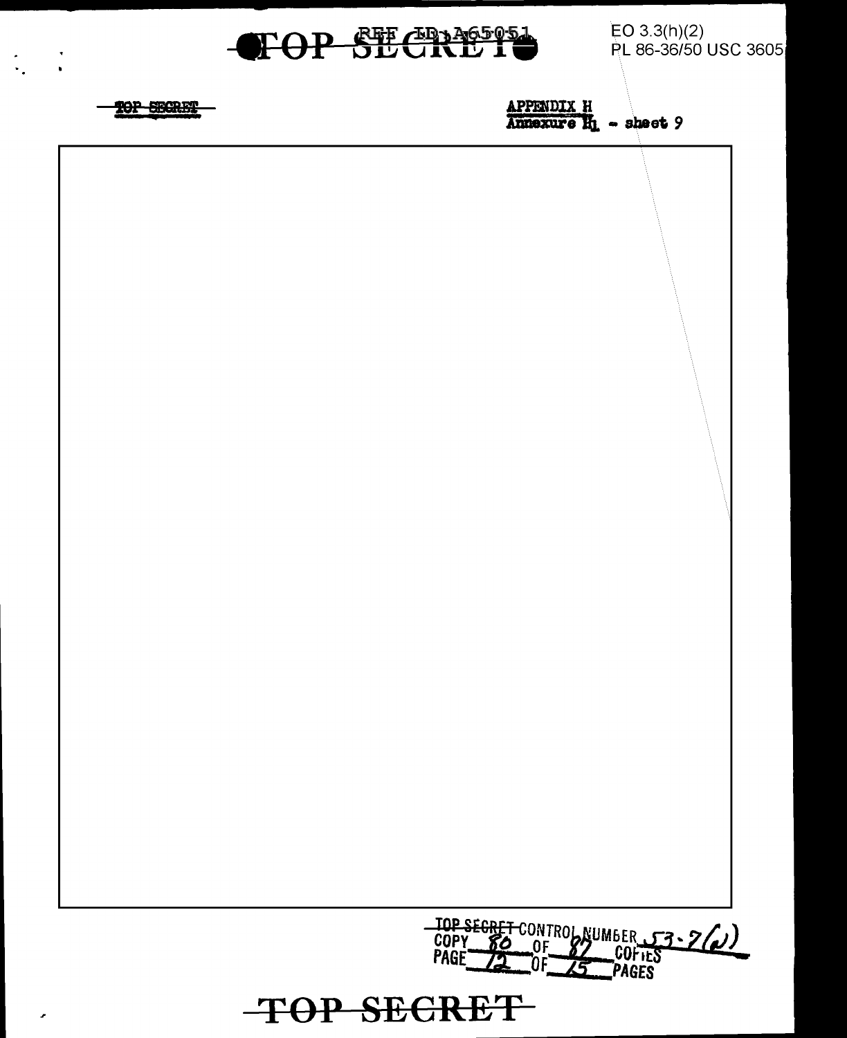EO 3.3(h)(2)
PL 86-36/50 USC 3605

TOP SECRET

APPENDIX H
Annexure H1 - sheet 9

TOP SECRET CONTROL NUMBER 53-7(J)
COPY 80 OF 87 COPIES
PAGE 12 OF 15 PAGES

TOP SECRET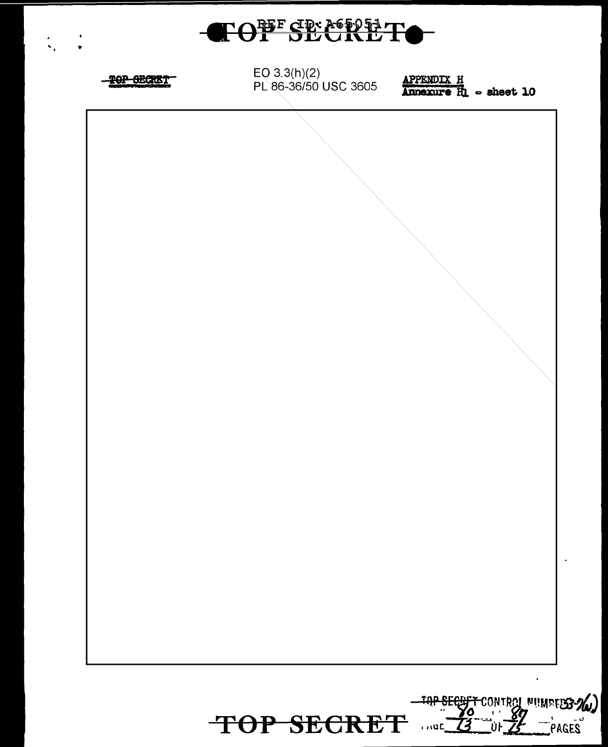~~TOP SECRET~~

EO 3.3(h)(2)
PL 86-36/50 USC 3605

**APPENDIX H**
**Annexure H1 - sheet 10**

~~TOP SECRET~~

~~TOP SECRET~~ CONTROL NUMBER 53-2(w)
COPY 80 OF 87
PAGE 13 OF 15 PAGES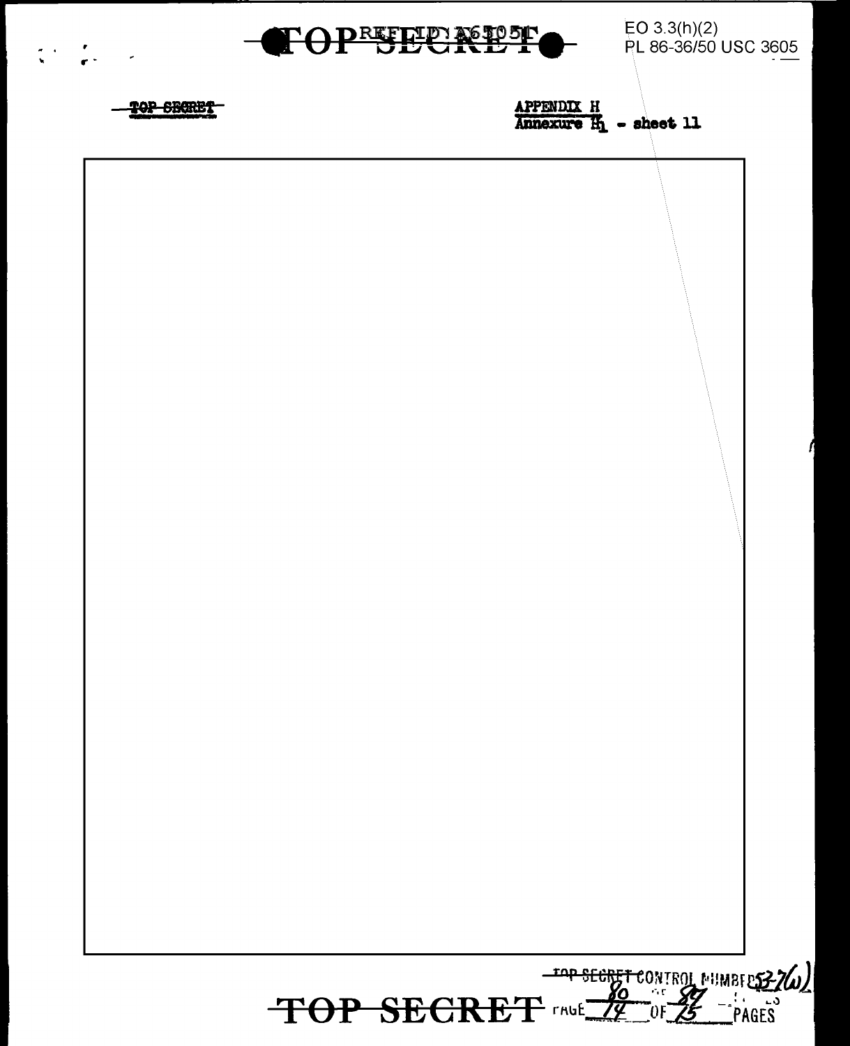EO 3.3(h)(2)
PL 86-36/50 USC 3605

APPENDIX H
Annexure $H_1$ - sheet 11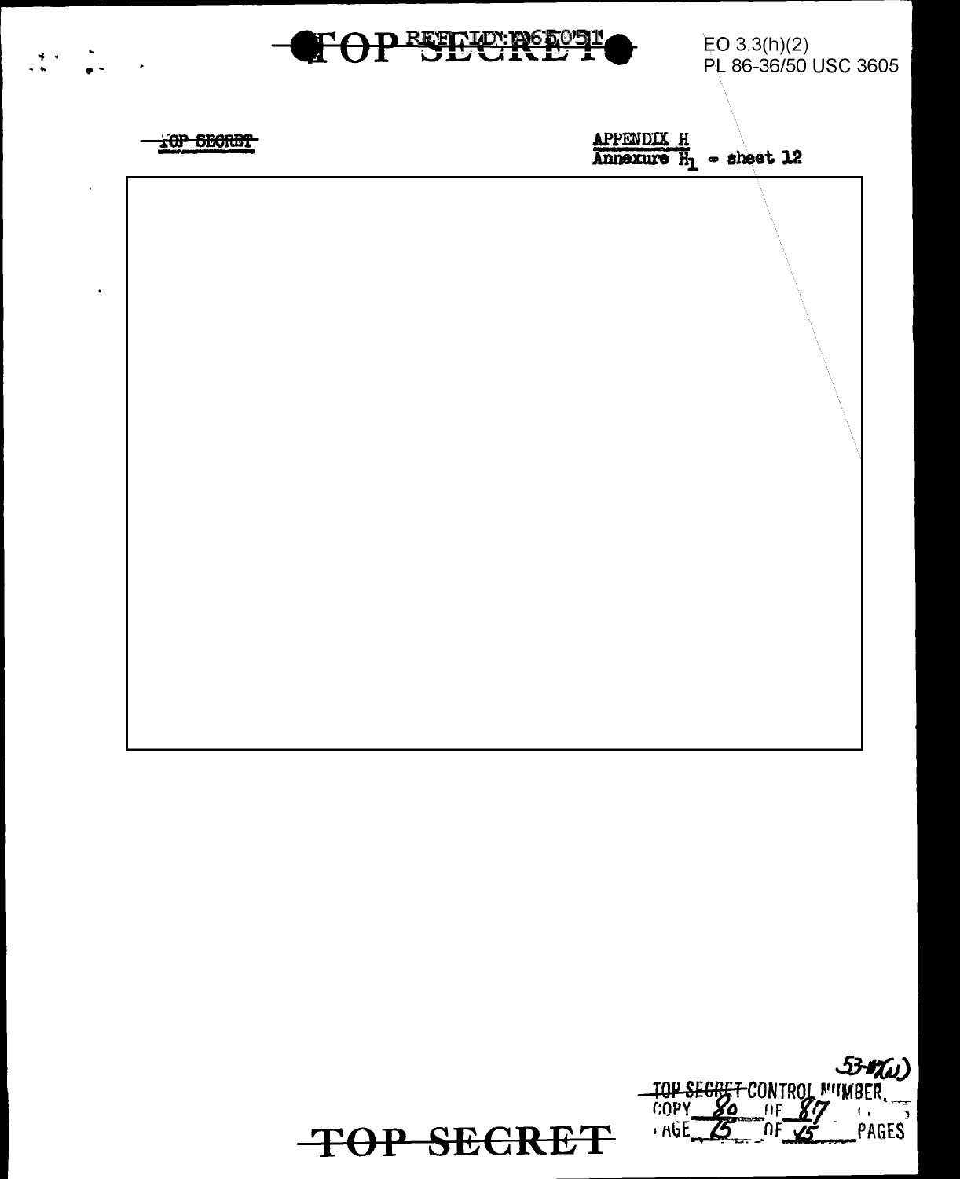EO 3.3(h)(2)
PL 86-36/50 USC 3605

TOP SECRET

APPENDIX H
Annexure $H_1$ - sheet 12

53-87(W)
TOP SECRET CONTROL NUMBER
COPY 80 OF 87
PAGE 15 OF 15 PAGES

TOP SECRET